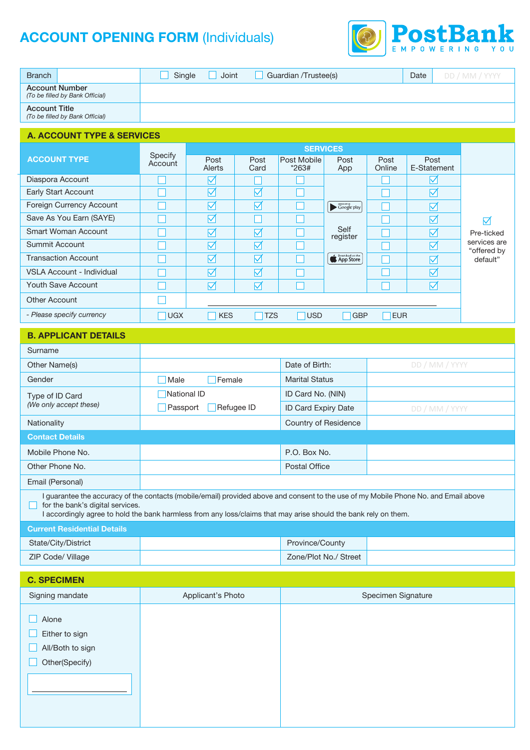# ACCOUNT OPENING FORM (Individuals)

PostBank
EMPOWERING YOU

| Branch | | ☐ Single ☐ Joint ☐ Guardian /Trustee(s) | Date | DD / MM / YYYY |
|---|---|---|---|---|
| Account Number *(To be filled by Bank Official)* | | | | |
| Account Title *(To be filled by Bank Official)* | | | | |

## A. ACCOUNT TYPE & SERVICES

| ACCOUNT TYPE | Specify Account | SERVICES | | | | | | |
|---|---|---|---|---|---|---|---|---|
| | | Post Alerts | Post Card | Post Mobile *263# | Post App | Post Online | Post E-Statement | |
| Diaspora Account | ☐ | ☑ | ☐ | ☐ | Google play / Self register / App Store | ☐ | ☑ | ☑ Pre-ticked services are "offered by default" |
| Early Start Account | ☐ | ☑ | ☑ | ☐ | | ☐ | ☑ | |
| Foreign Currency Account | ☐ | ☑ | ☑ | ☐ | | ☐ | ☑ | |
| Save As You Earn (SAYE) | ☐ | ☑ | ☐ | ☐ | | ☐ | ☑ | |
| Smart Woman Account | ☐ | ☑ | ☑ | ☐ | | ☐ | ☑ | |
| Summit Account | ☐ | ☑ | ☑ | ☐ | | ☐ | ☑ | |
| Transaction Account | ☐ | ☑ | ☑ | ☐ | | ☐ | ☑ | |
| VSLA Account - Individual | ☐ | ☑ | ☑ | ☐ | | ☐ | ☑ | |
| Youth Save Account | ☐ | ☑ | ☑ | ☐ | | ☐ | ☑ | |
| Other Account | ☐ | ________________ | | | | | | |
| *- Please specify currency* | ☐ UGX | ☐ KES | ☐ TZS | ☐ USD | ☐ GBP | ☐ EUR | | |

## B. APPLICANT DETAILS

| Surname | | | |
|---|---|---|---|
| Other Name(s) | | Date of Birth: | DD / MM / YYYY |
| Gender | ☐ Male ☐ Female | Marital Status | |
| Type of ID Card *(We only accept these)* | ☐ National ID ☐ Passport ☐ Refugee ID | ID Card No. (NIN) | |
| | | ID Card Expiry Date | DD / MM / YYYY |
| Nationality | | Country of Residence | |

**Contact Details**

| Mobile Phone No. | | P.O. Box No. | |
|---|---|---|---|
| Other Phone No. | | Postal Office | |
| Email (Personal) | | | |

☐ I guarantee the accuracy of the contacts (mobile/email) provided above and consent to the use of my Mobile Phone No. and Email above for the bank's digital services.
I accordingly agree to hold the bank harmless from any loss/claims that may arise should the bank rely on them.

**Current Residential Details**

| State/City/District | | Province/County | |
|---|---|---|---|
| ZIP Code/ Village | | Zone/Plot No./ Street | |

## C. SPECIMEN

| Signing mandate | Applicant's Photo | Specimen Signature |
|---|---|---|
| ☐ Alone<br>☐ Either to sign<br>☐ All/Both to sign<br>☐ Other(Specify)<br>________________ | | |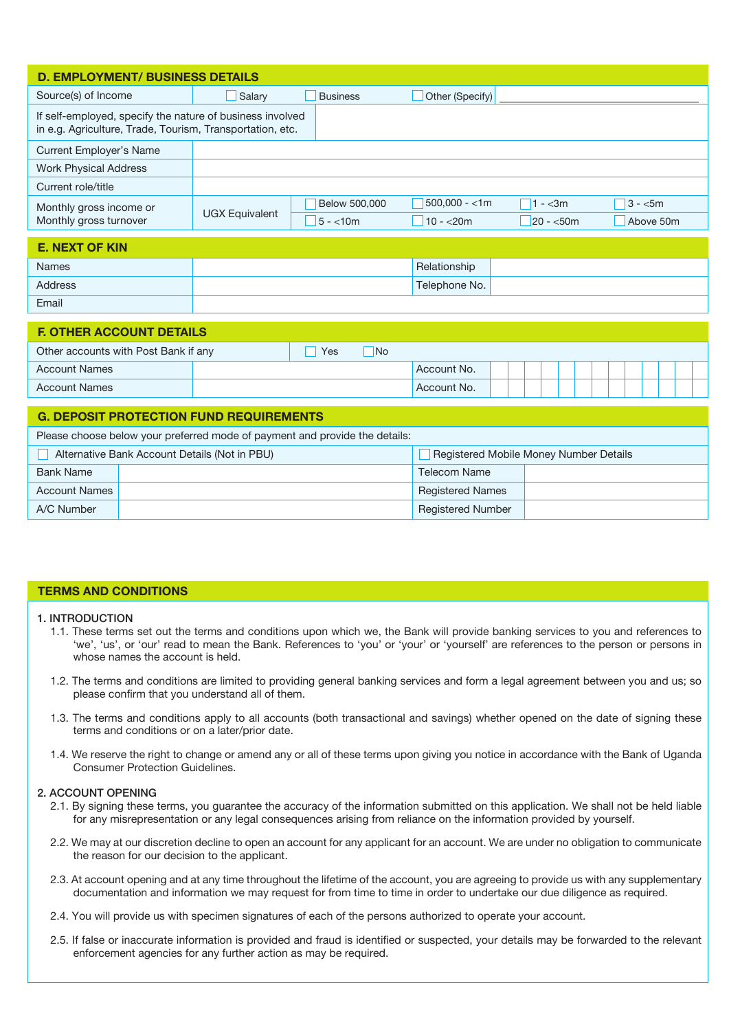## D. EMPLOYMENT/ BUSINESS DETAILS

| Source(s) of Income | ☐ Salary | ☐ Business | ☐ Other (Specify) | | |
|---|---|---|---|---|---|
| If self-employed, specify the nature of business involved in e.g. Agriculture, Trade, Tourism, Transportation, etc. | | | | | |
| Current Employer's Name | | | | | |
| Work Physical Address | | | | | |
| Current role/title | | | | | |
| Monthly gross income or Monthly gross turnover | UGX Equivalent | ☐ Below 500,000 | ☐ 500,000 - <1m | ☐ 1 - <3m | ☐ 3 - <5m |
| | | ☐ 5 - <10m | ☐ 10 - <20m | ☐ 20 - <50m | ☐ Above 50m |

## E. NEXT OF KIN

| Names | | Relationship | |
|---|---|---|---|
| Address | | Telephone No. | |
| Email | | | |

## F. OTHER ACCOUNT DETAILS

| Other accounts with Post Bank if any | ☐ Yes ☐ No | | |
|---|---|---|---|
| Account Names | | Account No. | |
| Account Names | | Account No. | |

## G. DEPOSIT PROTECTION FUND REQUIREMENTS

Please choose below your preferred mode of payment and provide the details:

| ☐ Alternative Bank Account Details (Not in PBU) | | ☐ Registered Mobile Money Number Details | |
|---|---|---|---|
| Bank Name | | Telecom Name | |
| Account Names | | Registered Names | |
| A/C Number | | Registered Number | |

## TERMS AND CONDITIONS

1. INTRODUCTION

1.1. These terms set out the terms and conditions upon which we, the Bank will provide banking services to you and references to 'we', 'us', or 'our' read to mean the Bank. References to 'you' or 'your' or 'yourself' are references to the person or persons in whose names the account is held.

1.2. The terms and conditions are limited to providing general banking services and form a legal agreement between you and us; so please confirm that you understand all of them.

1.3. The terms and conditions apply to all accounts (both transactional and savings) whether opened on the date of signing these terms and conditions or on a later/prior date.

1.4. We reserve the right to change or amend any or all of these terms upon giving you notice in accordance with the Bank of Uganda Consumer Protection Guidelines.

2. ACCOUNT OPENING

2.1. By signing these terms, you guarantee the accuracy of the information submitted on this application. We shall not be held liable for any misrepresentation or any legal consequences arising from reliance on the information provided by yourself.

2.2. We may at our discretion decline to open an account for any applicant for an account. We are under no obligation to communicate the reason for our decision to the applicant.

2.3. At account opening and at any time throughout the lifetime of the account, you are agreeing to provide us with any supplementary documentation and information we may request for from time to time in order to undertake our due diligence as required.

2.4. You will provide us with specimen signatures of each of the persons authorized to operate your account.

2.5. If false or inaccurate information is provided and fraud is identified or suspected, your details may be forwarded to the relevant enforcement agencies for any further action as may be required.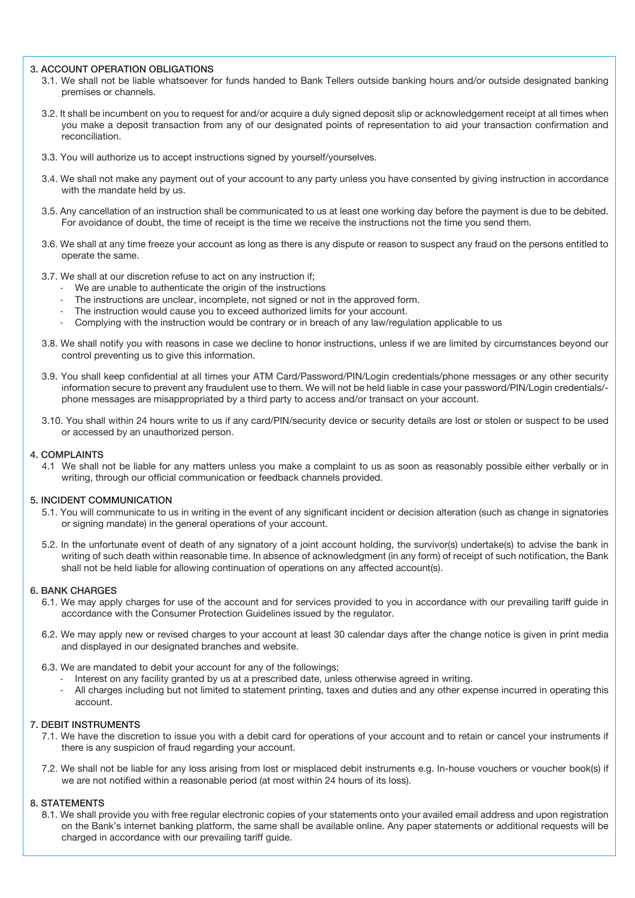## 3. ACCOUNT OPERATION OBLIGATIONS

3.1. We shall not be liable whatsoever for funds handed to Bank Tellers outside banking hours and/or outside designated banking premises or channels.

3.2. It shall be incumbent on you to request for and/or acquire a duly signed deposit slip or acknowledgement receipt at all times when you make a deposit transaction from any of our designated points of representation to aid your transaction confirmation and reconciliation.

3.3. You will authorize us to accept instructions signed by yourself/yourselves.

3.4. We shall not make any payment out of your account to any party unless you have consented by giving instruction in accordance with the mandate held by us.

3.5. Any cancellation of an instruction shall be communicated to us at least one working day before the payment is due to be debited. For avoidance of doubt, the time of receipt is the time we receive the instructions not the time you send them.

3.6. We shall at any time freeze your account as long as there is any dispute or reason to suspect any fraud on the persons entitled to operate the same.

3.7. We shall at our discretion refuse to act on any instruction if;

- We are unable to authenticate the origin of the instructions
- The instructions are unclear, incomplete, not signed or not in the approved form.
- The instruction would cause you to exceed authorized limits for your account.
- Complying with the instruction would be contrary or in breach of any law/regulation applicable to us

3.8. We shall notify you with reasons in case we decline to honor instructions, unless if we are limited by circumstances beyond our control preventing us to give this information.

3.9. You shall keep confidential at all times your ATM Card/Password/PIN/Login credentials/phone messages or any other security information secure to prevent any fraudulent use to them. We will not be held liable in case your password/PIN/Login credentials/-phone messages are misappropriated by a third party to access and/or transact on your account.

3.10. You shall within 24 hours write to us if any card/PIN/security device or security details are lost or stolen or suspect to be used or accessed by an unauthorized person.

## 4. COMPLAINTS

4.1 We shall not be liable for any matters unless you make a complaint to us as soon as reasonably possible either verbally or in writing, through our official communication or feedback channels provided.

## 5. INCIDENT COMMUNICATION

5.1. You will communicate to us in writing in the event of any significant incident or decision alteration (such as change in signatories or signing mandate) in the general operations of your account.

5.2. In the unfortunate event of death of any signatory of a joint account holding, the survivor(s) undertake(s) to advise the bank in writing of such death within reasonable time. In absence of acknowledgment (in any form) of receipt of such notification, the Bank shall not be held liable for allowing continuation of operations on any affected account(s).

## 6. BANK CHARGES

6.1. We may apply charges for use of the account and for services provided to you in accordance with our prevailing tariff guide in accordance with the Consumer Protection Guidelines issued by the regulator.

6.2. We may apply new or revised charges to your account at least 30 calendar days after the change notice is given in print media and displayed in our designated branches and website.

6.3. We are mandated to debit your account for any of the followings;

- Interest on any facility granted by us at a prescribed date, unless otherwise agreed in writing.
- All charges including but not limited to statement printing, taxes and duties and any other expense incurred in operating this account.

## 7. DEBIT INSTRUMENTS

7.1. We have the discretion to issue you with a debit card for operations of your account and to retain or cancel your instruments if there is any suspicion of fraud regarding your account.

7.2. We shall not be liable for any loss arising from lost or misplaced debit instruments e.g. In-house vouchers or voucher book(s) if we are not notified within a reasonable period (at most within 24 hours of its loss).

## 8. STATEMENTS

8.1. We shall provide you with free regular electronic copies of your statements onto your availed email address and upon registration on the Bank's internet banking platform, the same shall be available online. Any paper statements or additional requests will be charged in accordance with our prevailing tariff guide.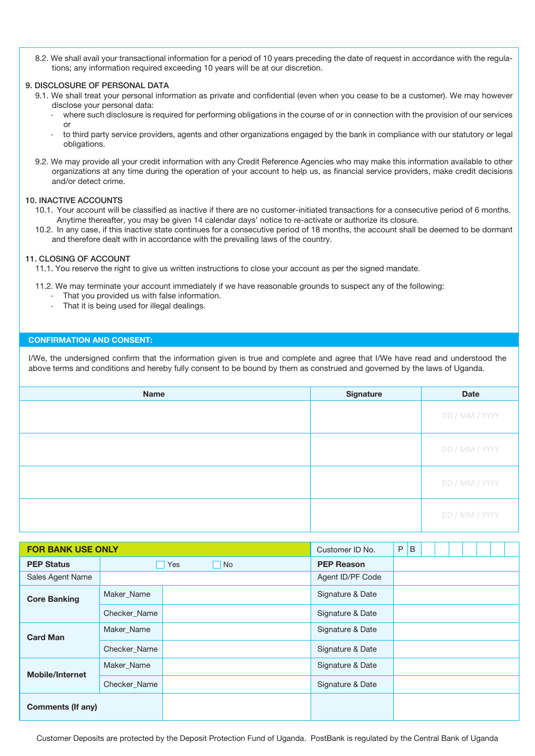8.2. We shall avail your transactional information for a period of 10 years preceding the date of request in accordance with the regulations; any information required exceeding 10 years will be at our discretion.

## 9. DISCLOSURE OF PERSONAL DATA

9.1. We shall treat your personal information as private and confidential (even when you cease to be a customer). We may however disclose your personal data:

- where such disclosure is required for performing obligations in the course of or in connection with the provision of our services or
- to third party service providers, agents and other organizations engaged by the bank in compliance with our statutory or legal obligations.

9.2. We may provide all your credit information with any Credit Reference Agencies who may make this information available to other organizations at any time during the operation of your account to help us, as financial service providers, make credit decisions and/or detect crime.

## 10. INACTIVE ACCOUNTS

10.1. Your account will be classified as inactive if there are no customer-initiated transactions for a consecutive period of 6 months. Anytime thereafter, you may be given 14 calendar days' notice to re-activate or authorize its closure.

10.2. In any case, if this inactive state continues for a consecutive period of 18 months, the account shall be deemed to be dormant and therefore dealt with in accordance with the prevailing laws of the country.

## 11. CLOSING OF ACCOUNT

11.1. You reserve the right to give us written instructions to close your account as per the signed mandate.

11.2. We may terminate your account immediately if we have reasonable grounds to suspect any of the following:

- That you provided us with false information.
- That it is being used for illegal dealings.

## CONFIRMATION AND CONSENT:

I/We, the undersigned confirm that the information given is true and complete and agree that I/We have read and understood the above terms and conditions and hereby fully consent to be bound by them as construed and governed by the laws of Uganda.

| Name | Signature | Date |
|---|---|---|
| | | DD / MM / YYYY |
| | | DD / MM / YYYY |
| | | DD / MM / YYYY |
| | | DD / MM / YYYY |

| **FOR BANK USE ONLY** | | | Customer ID No. | P B |
|---|---|---|---|---|
| **PEP Status** | ☐ Yes ☐ No | | **PEP Reason** | |
| Sales Agent Name | | | Agent ID/PF Code | |
| **Core Banking** | Maker_Name | | Signature & Date | |
| | Checker_Name | | Signature & Date | |
| **Card Man** | Maker_Name | | Signature & Date | |
| | Checker_Name | | Signature & Date | |
| **Mobile/Internet** | Maker_Name | | Signature & Date | |
| | Checker_Name | | Signature & Date | |
| **Comments (If any)** | | | | |

Customer Deposits are protected by the Deposit Protection Fund of Uganda. PostBank is regulated by the Central Bank of Uganda